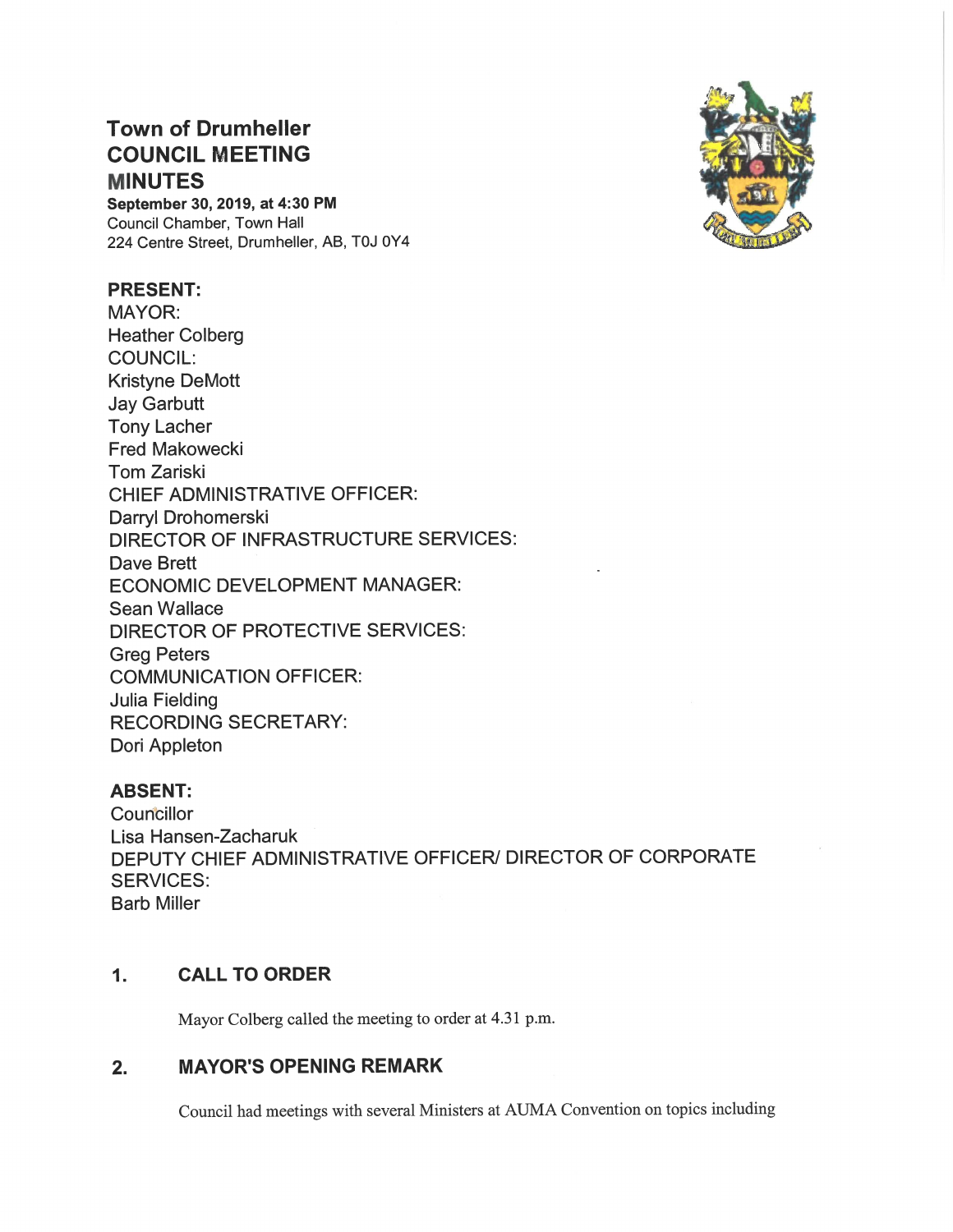# Town of Drumheller
# COUNCIL MEETING
# MINUTES

**September 30, 2019, at 4:30 PM**
Council Chamber, Town Hall
224 Centre Street, Drumheller, AB, T0J 0Y4

## PRESENT:

MAYOR:
Heather Colberg
COUNCIL:
Kristyne DeMott
Jay Garbutt
Tony Lacher
Fred Makowecki
Tom Zariski
CHIEF ADMINISTRATIVE OFFICER:
Darryl Drohomerski
DIRECTOR OF INFRASTRUCTURE SERVICES:
Dave Brett
ECONOMIC DEVELOPMENT MANAGER:
Sean Wallace
DIRECTOR OF PROTECTIVE SERVICES:
Greg Peters
COMMUNICATION OFFICER:
Julia Fielding
RECORDING SECRETARY:
Dori Appleton

## ABSENT:

Councillor
Lisa Hansen-Zacharuk
DEPUTY CHIEF ADMINISTRATIVE OFFICER/ DIRECTOR OF CORPORATE SERVICES:
Barb Miller

## 1. CALL TO ORDER

Mayor Colberg called the meeting to order at 4.31 p.m.

## 2. MAYOR'S OPENING REMARK

Council had meetings with several Ministers at AUMA Convention on topics including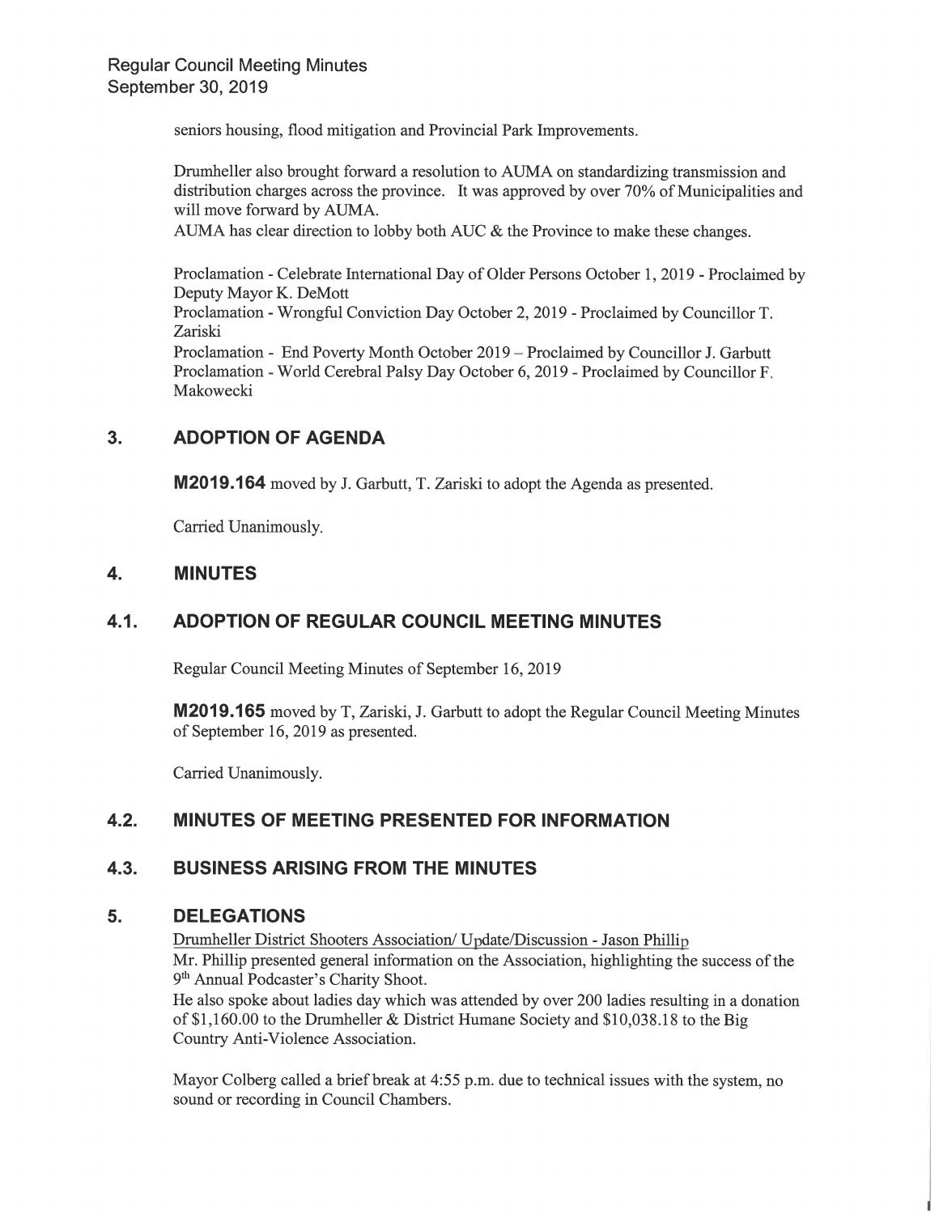seniors housing, flood mitigation and Provincial Park Improvements.

Drumheller also brought forward a resolution to AUMA on standardizing transmission and distribution charges across the province. It was approved by over 70% of Municipalities and will move forward by AUMA.
AUMA has clear direction to lobby both AUC & the Province to make these changes.

Proclamation - Celebrate International Day of Older Persons October 1, 2019 - Proclaimed by Deputy Mayor K. DeMott
Proclamation - Wrongful Conviction Day October 2, 2019 - Proclaimed by Councillor T. Zariski
Proclamation - End Poverty Month October 2019 – Proclaimed by Councillor J. Garbutt
Proclamation - World Cerebral Palsy Day October 6, 2019 - Proclaimed by Councillor F. Makowecki

## 3. ADOPTION OF AGENDA

**M2019.164** moved by J. Garbutt, T. Zariski to adopt the Agenda as presented.

Carried Unanimously.

## 4. MINUTES

## 4.1. ADOPTION OF REGULAR COUNCIL MEETING MINUTES

Regular Council Meeting Minutes of September 16, 2019

**M2019.165** moved by T, Zariski, J. Garbutt to adopt the Regular Council Meeting Minutes of September 16, 2019 as presented.

Carried Unanimously.

## 4.2. MINUTES OF MEETING PRESENTED FOR INFORMATION

## 4.3. BUSINESS ARISING FROM THE MINUTES

## 5. DELEGATIONS

Drumheller District Shooters Association/ Update/Discussion - Jason Phillip
Mr. Phillip presented general information on the Association, highlighting the success of the 9th Annual Podcaster's Charity Shoot.
He also spoke about ladies day which was attended by over 200 ladies resulting in a donation of $1,160.00 to the Drumheller & District Humane Society and $10,038.18 to the Big Country Anti-Violence Association.

Mayor Colberg called a brief break at 4:55 p.m. due to technical issues with the system, no sound or recording in Council Chambers.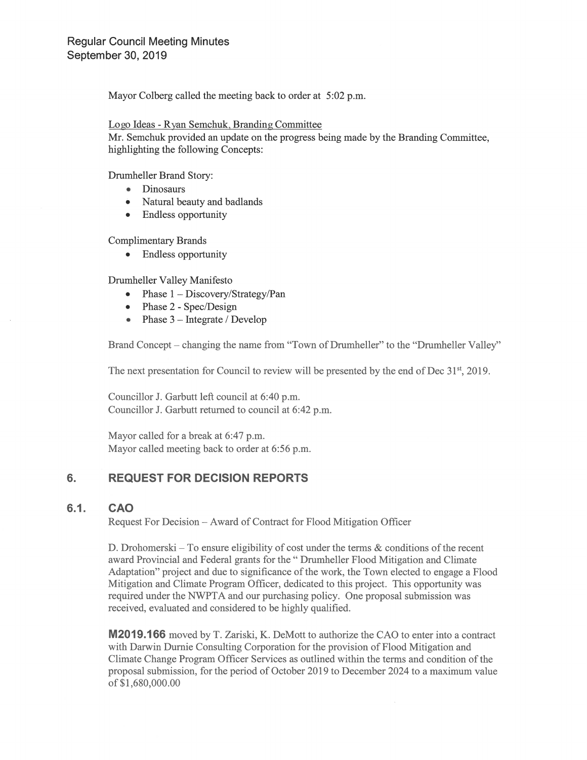Mayor Colberg called the meeting back to order at 5:02 p.m.

Logo Ideas - Ryan Semchuk, Branding Committee
Mr. Semchuk provided an update on the progress being made by the Branding Committee, highlighting the following Concepts:

Drumheller Brand Story:

- Dinosaurs
- Natural beauty and badlands
- Endless opportunity

Complimentary Brands

- Endless opportunity

Drumheller Valley Manifesto

- Phase 1 – Discovery/Strategy/Pan
- Phase 2 - Spec/Design
- Phase 3 – Integrate / Develop

Brand Concept – changing the name from "Town of Drumheller" to the "Drumheller Valley"

The next presentation for Council to review will be presented by the end of Dec 31st, 2019.

Councillor J. Garbutt left council at 6:40 p.m.
Councillor J. Garbutt returned to council at 6:42 p.m.

Mayor called for a break at 6:47 p.m.
Mayor called meeting back to order at 6:56 p.m.

## 6. REQUEST FOR DECISION REPORTS

### 6.1. CAO

Request For Decision – Award of Contract for Flood Mitigation Officer

D. Drohomerski – To ensure eligibility of cost under the terms & conditions of the recent award Provincial and Federal grants for the " Drumheller Flood Mitigation and Climate Adaptation" project and due to significance of the work, the Town elected to engage a Flood Mitigation and Climate Program Officer, dedicated to this project. This opportunity was required under the NWPTA and our purchasing policy. One proposal submission was received, evaluated and considered to be highly qualified.

**M2019.166** moved by T. Zariski, K. DeMott to authorize the CAO to enter into a contract with Darwin Durnie Consulting Corporation for the provision of Flood Mitigation and Climate Change Program Officer Services as outlined within the terms and condition of the proposal submission, for the period of October 2019 to December 2024 to a maximum value of $1,680,000.00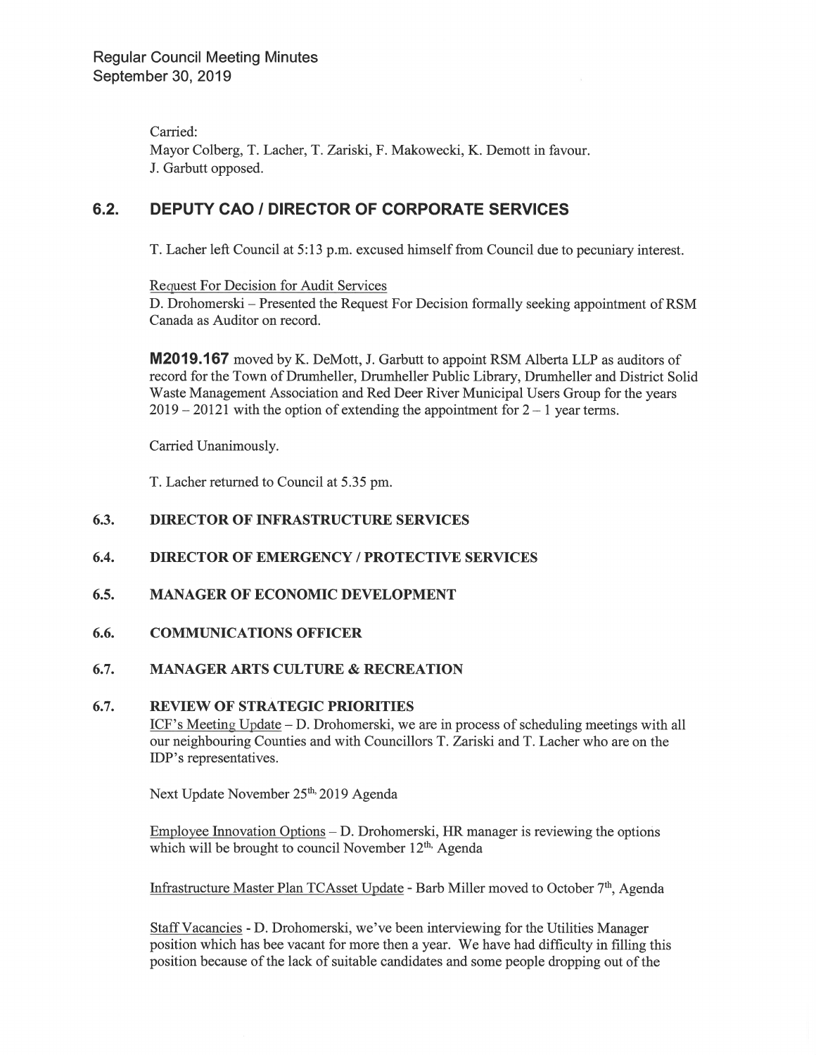Carried:
Mayor Colberg, T. Lacher, T. Zariski, F. Makowecki, K. Demott in favour.
J. Garbutt opposed.

## 6.2. DEPUTY CAO / DIRECTOR OF CORPORATE SERVICES

T. Lacher left Council at 5:13 p.m. excused himself from Council due to pecuniary interest.

Request For Decision for Audit Services
D. Drohomerski – Presented the Request For Decision formally seeking appointment of RSM Canada as Auditor on record.

**M2019.167** moved by K. DeMott, J. Garbutt to appoint RSM Alberta LLP as auditors of record for the Town of Drumheller, Drumheller Public Library, Drumheller and District Solid Waste Management Association and Red Deer River Municipal Users Group for the years 2019 – 20121 with the option of extending the appointment for 2 – 1 year terms.

Carried Unanimously.

T. Lacher returned to Council at 5.35 pm.

### 6.3. DIRECTOR OF INFRASTRUCTURE SERVICES

### 6.4. DIRECTOR OF EMERGENCY / PROTECTIVE SERVICES

### 6.5. MANAGER OF ECONOMIC DEVELOPMENT

### 6.6. COMMUNICATIONS OFFICER

### 6.7. MANAGER ARTS CULTURE & RECREATION

### 6.7. REVIEW OF STRATEGIC PRIORITIES

ICF's Meeting Update – D. Drohomerski, we are in process of scheduling meetings with all our neighbouring Counties and with Councillors T. Zariski and T. Lacher who are on the IDP's representatives.

Next Update November 25th, 2019 Agenda

Employee Innovation Options – D. Drohomerski, HR manager is reviewing the options which will be brought to council November 12th, Agenda

Infrastructure Master Plan TCAsset Update - Barb Miller moved to October 7th, Agenda

Staff Vacancies - D. Drohomerski, we've been interviewing for the Utilities Manager position which has bee vacant for more then a year. We have had difficulty in filling this position because of the lack of suitable candidates and some people dropping out of the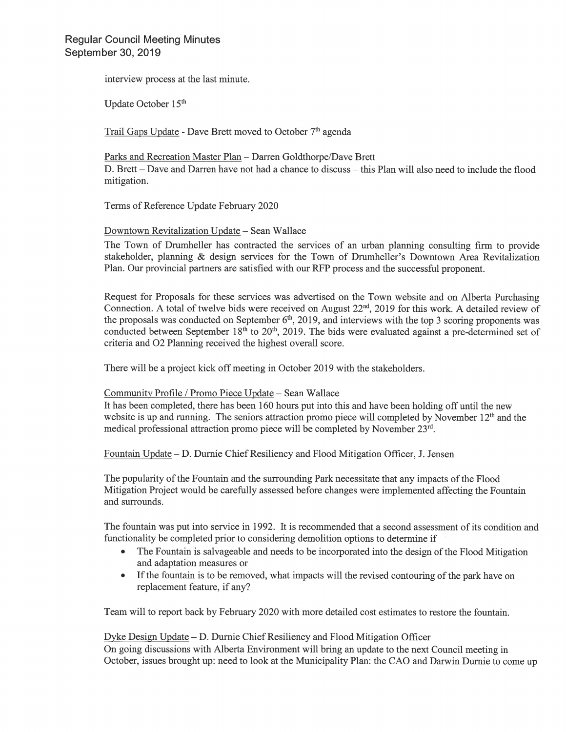interview process at the last minute.

Update October 15th

Trail Gaps Update - Dave Brett moved to October 7th agenda

Parks and Recreation Master Plan – Darren Goldthorpe/Dave Brett

D. Brett – Dave and Darren have not had a chance to discuss – this Plan will also need to include the flood mitigation.

Terms of Reference Update February 2020

Downtown Revitalization Update – Sean Wallace

The Town of Drumheller has contracted the services of an urban planning consulting firm to provide stakeholder, planning & design services for the Town of Drumheller's Downtown Area Revitalization Plan. Our provincial partners are satisfied with our RFP process and the successful proponent.

Request for Proposals for these services was advertised on the Town website and on Alberta Purchasing Connection. A total of twelve bids were received on August 22nd, 2019 for this work. A detailed review of the proposals was conducted on September 6th, 2019, and interviews with the top 3 scoring proponents was conducted between September 18th to 20th, 2019. The bids were evaluated against a pre-determined set of criteria and O2 Planning received the highest overall score.

There will be a project kick off meeting in October 2019 with the stakeholders.

Community Profile / Promo Piece Update – Sean Wallace

It has been completed, there has been 160 hours put into this and have been holding off until the new website is up and running. The seniors attraction promo piece will completed by November 12th and the medical professional attraction promo piece will be completed by November 23rd.

Fountain Update – D. Durnie Chief Resiliency and Flood Mitigation Officer, J. Jensen

The popularity of the Fountain and the surrounding Park necessitate that any impacts of the Flood Mitigation Project would be carefully assessed before changes were implemented affecting the Fountain and surrounds.

The fountain was put into service in 1992. It is recommended that a second assessment of its condition and functionality be completed prior to considering demolition options to determine if

- The Fountain is salvageable and needs to be incorporated into the design of the Flood Mitigation and adaptation measures or
- If the fountain is to be removed, what impacts will the revised contouring of the park have on replacement feature, if any?

Team will to report back by February 2020 with more detailed cost estimates to restore the fountain.

Dyke Design Update – D. Durnie Chief Resiliency and Flood Mitigation Officer

On going discussions with Alberta Environment will bring an update to the next Council meeting in October, issues brought up: need to look at the Municipality Plan: the CAO and Darwin Durnie to come up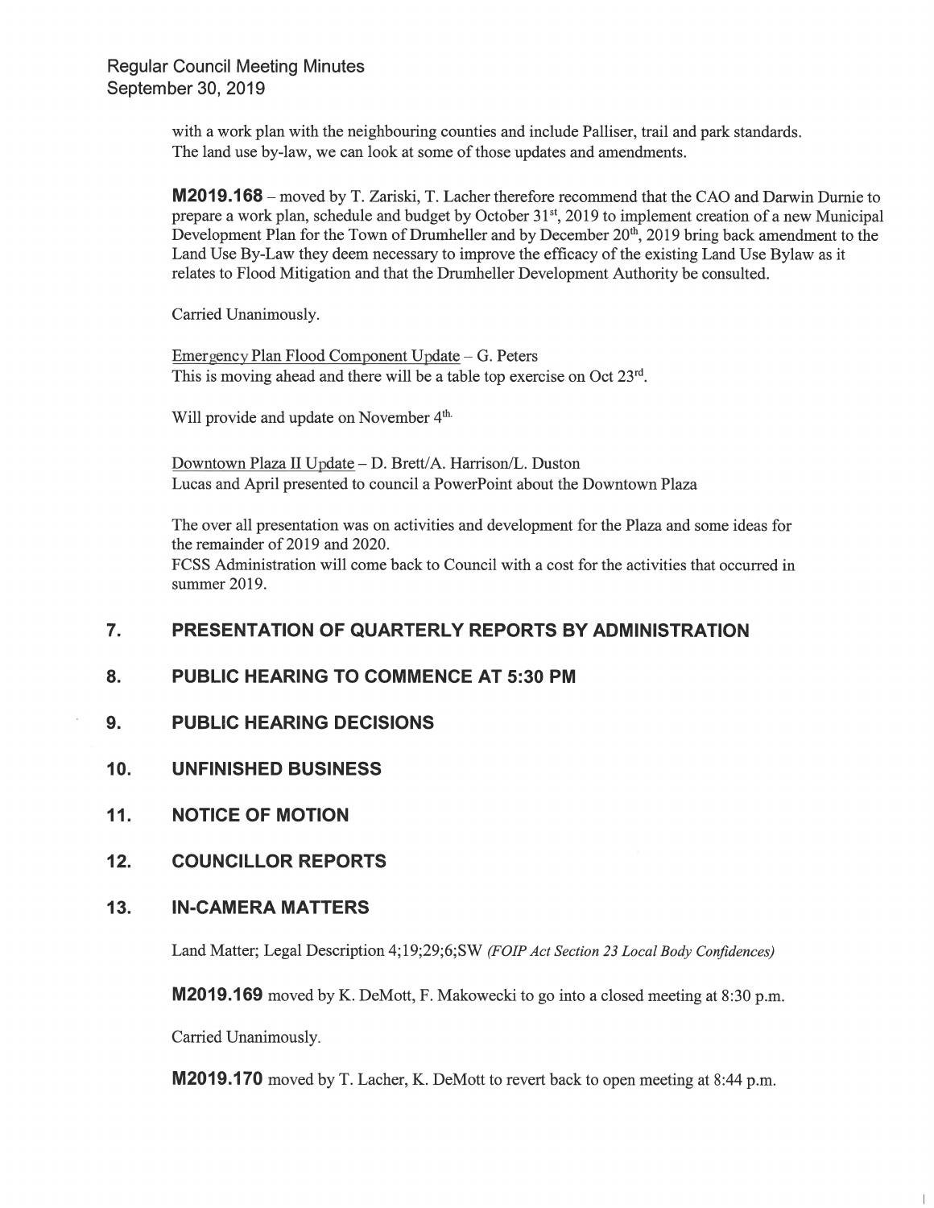with a work plan with the neighbouring counties and include Palliser, trail and park standards. The land use by-law, we can look at some of those updates and amendments.

**M2019.168** – moved by T. Zariski, T. Lacher therefore recommend that the CAO and Darwin Durnie to prepare a work plan, schedule and budget by October 31st, 2019 to implement creation of a new Municipal Development Plan for the Town of Drumheller and by December 20th, 2019 bring back amendment to the Land Use By-Law they deem necessary to improve the efficacy of the existing Land Use Bylaw as it relates to Flood Mitigation and that the Drumheller Development Authority be consulted.

Carried Unanimously.

Emergency Plan Flood Component Update – G. Peters
This is moving ahead and there will be a table top exercise on Oct 23rd.

Will provide and update on November 4th.

Downtown Plaza II Update – D. Brett/A. Harrison/L. Duston
Lucas and April presented to council a PowerPoint about the Downtown Plaza

The over all presentation was on activities and development for the Plaza and some ideas for the remainder of 2019 and 2020.
FCSS Administration will come back to Council with a cost for the activities that occurred in summer 2019.

## 7. PRESENTATION OF QUARTERLY REPORTS BY ADMINISTRATION

## 8. PUBLIC HEARING TO COMMENCE AT 5:30 PM

## 9. PUBLIC HEARING DECISIONS

## 10. UNFINISHED BUSINESS

## 11. NOTICE OF MOTION

## 12. COUNCILLOR REPORTS

## 13. IN-CAMERA MATTERS

Land Matter; Legal Description 4;19;29;6;SW *(FOIP Act Section 23 Local Body Confidences)*

**M2019.169** moved by K. DeMott, F. Makowecki to go into a closed meeting at 8:30 p.m.

Carried Unanimously.

**M2019.170** moved by T. Lacher, K. DeMott to revert back to open meeting at 8:44 p.m.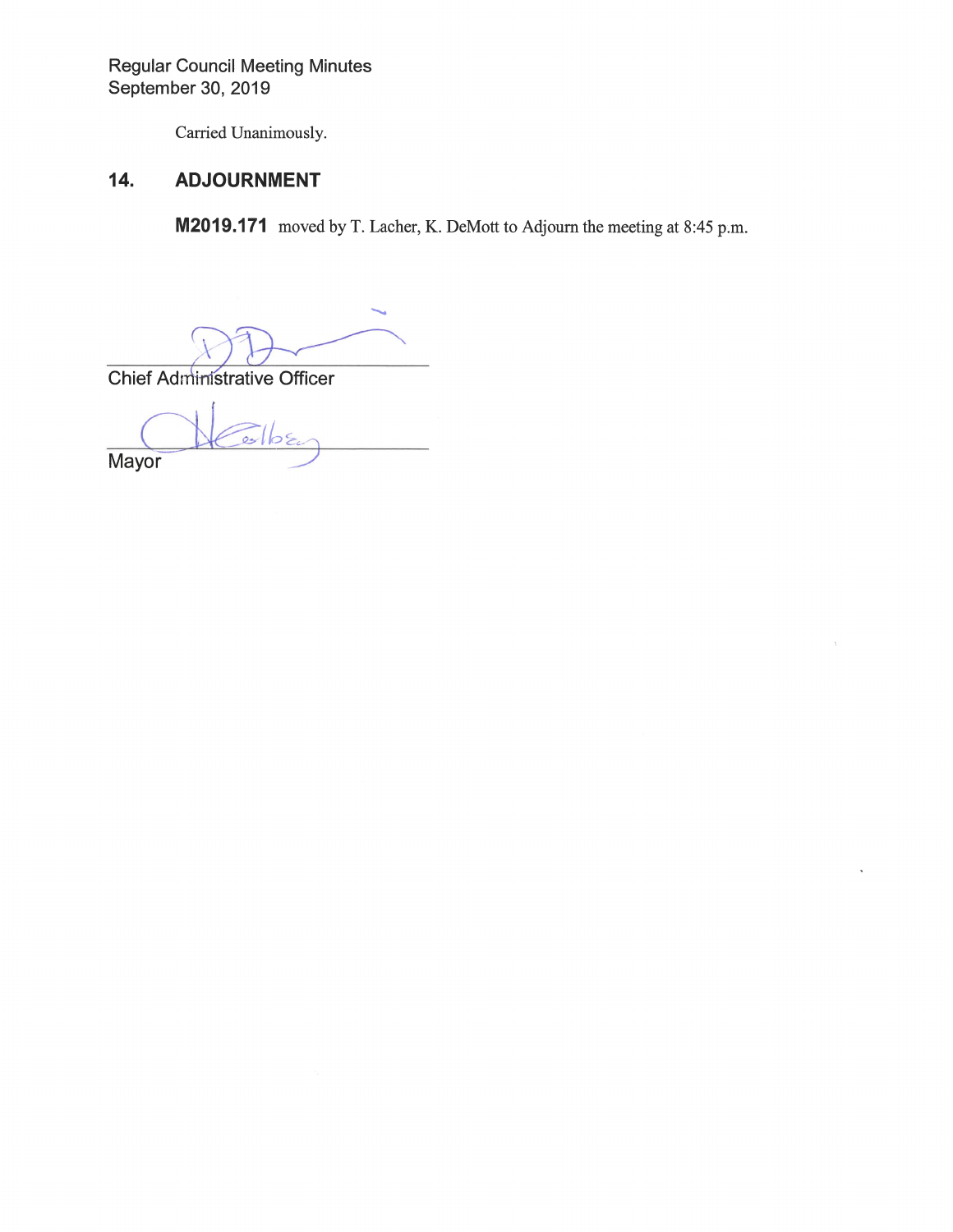Carried Unanimously.

## 14. ADJOURNMENT

**M2019.171** moved by T. Lacher, K. DeMott to Adjourn the meeting at 8:45 p.m.

\_\_\_\_\_\_\_\_\_\_\_\_\_\_\_\_\_\_\_\_\_\_\_\_\_\_\_\_\_\_\_\_\_\_\_\_\_\_\_\_
Chief Administrative Officer

\_\_\_\_\_\_\_\_\_\_\_\_\_\_\_\_\_\_\_\_\_\_\_\_\_\_\_\_\_\_\_\_\_\_\_\_\_\_\_\_
Mayor